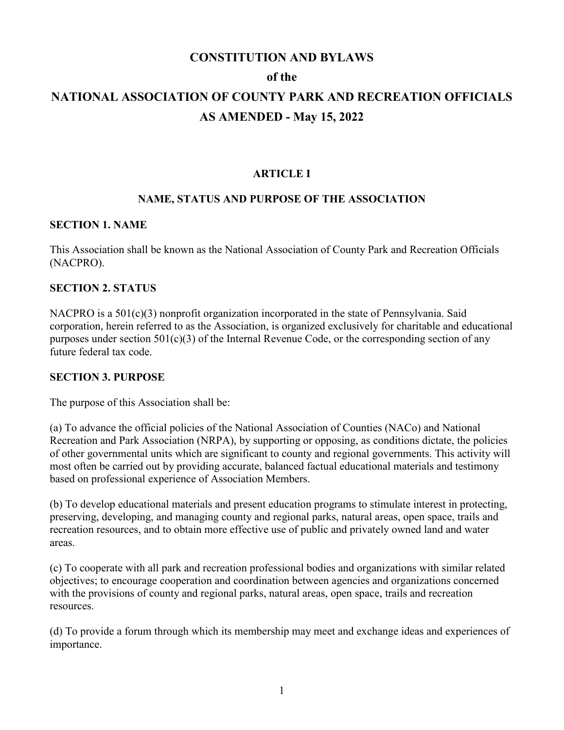# CONSTITUTION AND BYLAWS

# of the

# NATIONAL ASSOCIATION OF COUNTY PARK AND RECREATION OFFICIALS

# AS AMENDED - May 15, 2022

## ARTICLE I

## NAME, STATUS AND PURPOSE OF THE ASSOCIATION

### SECTION 1. NAME

This Association shall be known as the National Association of County Park and Recreation Officials (NACPRO).

### SECTION 2. STATUS

NACPRO is a 501(c)(3) nonprofit organization incorporated in the state of Pennsylvania. Said corporation, herein referred to as the Association, is organized exclusively for charitable and educational purposes under section 501(c)(3) of the Internal Revenue Code, or the corresponding section of any future federal tax code.

### SECTION 3. PURPOSE

The purpose of this Association shall be:

(a) To advance the official policies of the National Association of Counties (NACo) and National Recreation and Park Association (NRPA), by supporting or opposing, as conditions dictate, the policies of other governmental units which are significant to county and regional governments. This activity will most often be carried out by providing accurate, balanced factual educational materials and testimony based on professional experience of Association Members.

(b) To develop educational materials and present education programs to stimulate interest in protecting, preserving, developing, and managing county and regional parks, natural areas, open space, trails and recreation resources, and to obtain more effective use of public and privately owned land and water areas.

(c) To cooperate with all park and recreation professional bodies and organizations with similar related objectives; to encourage cooperation and coordination between agencies and organizations concerned with the provisions of county and regional parks, natural areas, open space, trails and recreation resources.

(d) To provide a forum through which its membership may meet and exchange ideas and experiences of importance.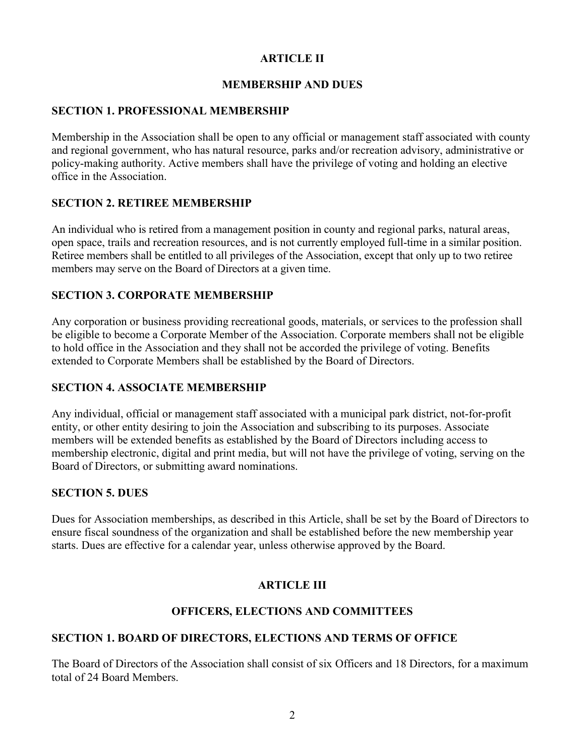# ARTICLE II

## MEMBERSHIP AND DUES

### SECTION 1. PROFESSIONAL MEMBERSHIP

Membership in the Association shall be open to any official or management staff associated with county and regional government, who has natural resource, parks and/or recreation advisory, administrative or policy-making authority. Active members shall have the privilege of voting and holding an elective office in the Association.

### SECTION 2. RETIREE MEMBERSHIP

An individual who is retired from a management position in county and regional parks, natural areas, open space, trails and recreation resources, and is not currently employed full-time in a similar position. Retiree members shall be entitled to all privileges of the Association, except that only up to two retiree members may serve on the Board of Directors at a given time.

### SECTION 3. CORPORATE MEMBERSHIP

Any corporation or business providing recreational goods, materials, or services to the profession shall be eligible to become a Corporate Member of the Association. Corporate members shall not be eligible to hold office in the Association and they shall not be accorded the privilege of voting. Benefits extended to Corporate Members shall be established by the Board of Directors.

### SECTION 4. ASSOCIATE MEMBERSHIP

Any individual, official or management staff associated with a municipal park district, not-for-profit entity, or other entity desiring to join the Association and subscribing to its purposes. Associate members will be extended benefits as established by the Board of Directors including access to membership electronic, digital and print media, but will not have the privilege of voting, serving on the Board of Directors, or submitting award nominations.

### SECTION 5. DUES

Dues for Association memberships, as described in this Article, shall be set by the Board of Directors to ensure fiscal soundness of the organization and shall be established before the new membership year starts. Dues are effective for a calendar year, unless otherwise approved by the Board.

# ARTICLE III

## OFFICERS, ELECTIONS AND COMMITTEES

### SECTION 1. BOARD OF DIRECTORS, ELECTIONS AND TERMS OF OFFICE

The Board of Directors of the Association shall consist of six Officers and 18 Directors, for a maximum total of 24 Board Members.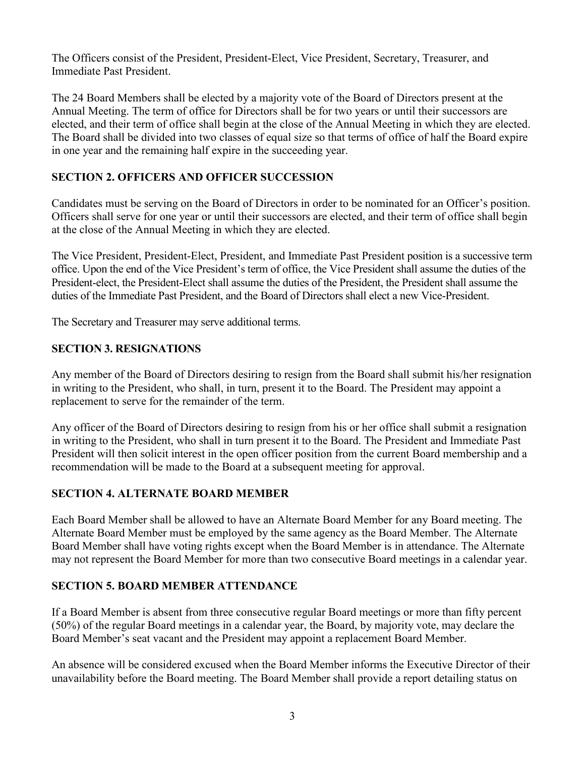The Officers consist of the President, President-Elect, Vice President, Secretary, Treasurer, and Immediate Past President.

The 24 Board Members shall be elected by a majority vote of the Board of Directors present at the Annual Meeting. The term of office for Directors shall be for two years or until their successors are elected, and their term of office shall begin at the close of the Annual Meeting in which they are elected. The Board shall be divided into two classes of equal size so that terms of office of half the Board expire in one year and the remaining half expire in the succeeding year.

## SECTION 2. OFFICERS AND OFFICER SUCCESSION

Candidates must be serving on the Board of Directors in order to be nominated for an Officer's position. Officers shall serve for one year or until their successors are elected, and their term of office shall begin at the close of the Annual Meeting in which they are elected.

The Vice President, President-Elect, President, and Immediate Past President position is a successive term office. Upon the end of the Vice President's term of office, the Vice President shall assume the duties of the President-elect, the President-Elect shall assume the duties of the President, the President shall assume the duties of the Immediate Past President, and the Board of Directors shall elect a new Vice-President.

The Secretary and Treasurer may serve additional terms.

## SECTION 3. RESIGNATIONS

Any member of the Board of Directors desiring to resign from the Board shall submit his/her resignation in writing to the President, who shall, in turn, present it to the Board. The President may appoint a replacement to serve for the remainder of the term.

Any officer of the Board of Directors desiring to resign from his or her office shall submit a resignation in writing to the President, who shall in turn present it to the Board. The President and Immediate Past President will then solicit interest in the open officer position from the current Board membership and a recommendation will be made to the Board at a subsequent meeting for approval.

## SECTION 4. ALTERNATE BOARD MEMBER

Each Board Member shall be allowed to have an Alternate Board Member for any Board meeting. The Alternate Board Member must be employed by the same agency as the Board Member. The Alternate Board Member shall have voting rights except when the Board Member is in attendance. The Alternate may not represent the Board Member for more than two consecutive Board meetings in a calendar year.

## SECTION 5. BOARD MEMBER ATTENDANCE

If a Board Member is absent from three consecutive regular Board meetings or more than fifty percent (50%) of the regular Board meetings in a calendar year, the Board, by majority vote, may declare the Board Member's seat vacant and the President may appoint a replacement Board Member.

An absence will be considered excused when the Board Member informs the Executive Director of their unavailability before the Board meeting. The Board Member shall provide a report detailing status on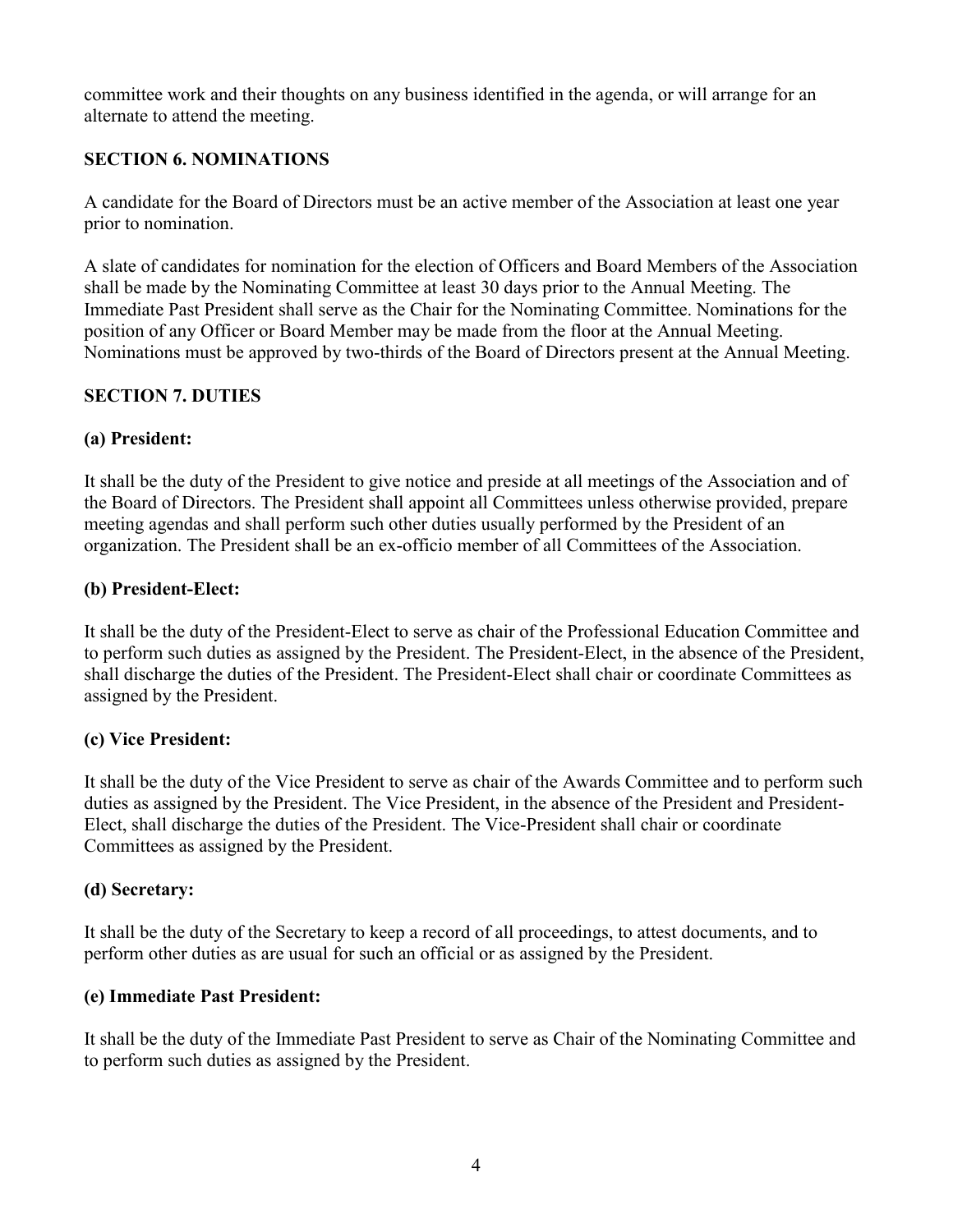committee work and their thoughts on any business identified in the agenda, or will arrange for an alternate to attend the meeting.

## SECTION 6. NOMINATIONS

A candidate for the Board of Directors must be an active member of the Association at least one year prior to nomination.

A slate of candidates for nomination for the election of Officers and Board Members of the Association shall be made by the Nominating Committee at least 30 days prior to the Annual Meeting. The Immediate Past President shall serve as the Chair for the Nominating Committee. Nominations for the position of any Officer or Board Member may be made from the floor at the Annual Meeting. Nominations must be approved by two-thirds of the Board of Directors present at the Annual Meeting.

## SECTION 7. DUTIES

### (a) President:

It shall be the duty of the President to give notice and preside at all meetings of the Association and of the Board of Directors. The President shall appoint all Committees unless otherwise provided, prepare meeting agendas and shall perform such other duties usually performed by the President of an organization. The President shall be an ex-officio member of all Committees of the Association.

### (b) President-Elect:

It shall be the duty of the President-Elect to serve as chair of the Professional Education Committee and to perform such duties as assigned by the President. The President-Elect, in the absence of the President, shall discharge the duties of the President. The President-Elect shall chair or coordinate Committees as assigned by the President.

### (c) Vice President:

It shall be the duty of the Vice President to serve as chair of the Awards Committee and to perform such duties as assigned by the President. The Vice President, in the absence of the President and President-Elect, shall discharge the duties of the President. The Vice-President shall chair or coordinate Committees as assigned by the President.

### (d) Secretary:

It shall be the duty of the Secretary to keep a record of all proceedings, to attest documents, and to perform other duties as are usual for such an official or as assigned by the President.

### (e) Immediate Past President:

It shall be the duty of the Immediate Past President to serve as Chair of the Nominating Committee and to perform such duties as assigned by the President.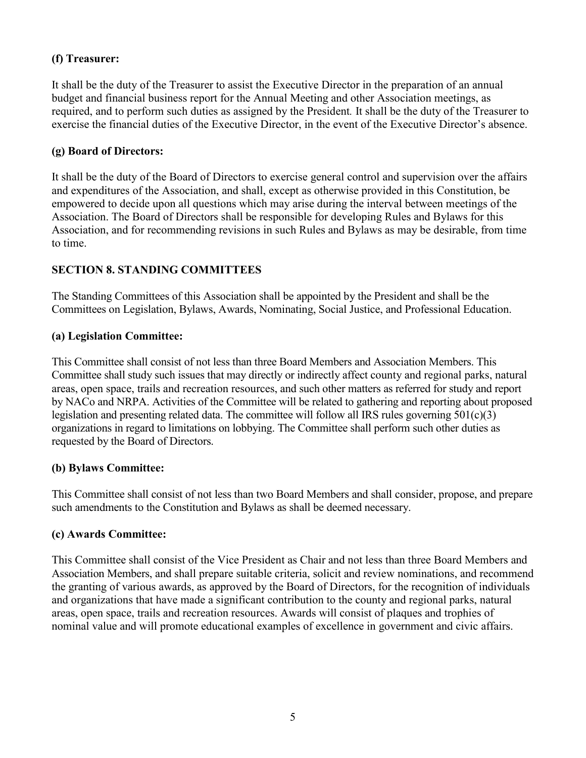**(f) Treasurer:**

It shall be the duty of the Treasurer to assist the Executive Director in the preparation of an annual budget and financial business report for the Annual Meeting and other Association meetings, as required, and to perform such duties as assigned by the President. It shall be the duty of the Treasurer to exercise the financial duties of the Executive Director, in the event of the Executive Director's absence.

**(g) Board of Directors:**

It shall be the duty of the Board of Directors to exercise general control and supervision over the affairs and expenditures of the Association, and shall, except as otherwise provided in this Constitution, be empowered to decide upon all questions which may arise during the interval between meetings of the Association. The Board of Directors shall be responsible for developing Rules and Bylaws for this Association, and for recommending revisions in such Rules and Bylaws as may be desirable, from time to time.

**SECTION 8. STANDING COMMITTEES**

The Standing Committees of this Association shall be appointed by the President and shall be the Committees on Legislation, Bylaws, Awards, Nominating, Social Justice, and Professional Education.

**(a) Legislation Committee:**

This Committee shall consist of not less than three Board Members and Association Members. This Committee shall study such issues that may directly or indirectly affect county and regional parks, natural areas, open space, trails and recreation resources, and such other matters as referred for study and report by NACo and NRPA. Activities of the Committee will be related to gathering and reporting about proposed legislation and presenting related data. The committee will follow all IRS rules governing 501(c)(3) organizations in regard to limitations on lobbying. The Committee shall perform such other duties as requested by the Board of Directors.

**(b) Bylaws Committee:**

This Committee shall consist of not less than two Board Members and shall consider, propose, and prepare such amendments to the Constitution and Bylaws as shall be deemed necessary.

**(c) Awards Committee:**

This Committee shall consist of the Vice President as Chair and not less than three Board Members and Association Members, and shall prepare suitable criteria, solicit and review nominations, and recommend the granting of various awards, as approved by the Board of Directors, for the recognition of individuals and organizations that have made a significant contribution to the county and regional parks, natural areas, open space, trails and recreation resources. Awards will consist of plaques and trophies of nominal value and will promote educational examples of excellence in government and civic affairs.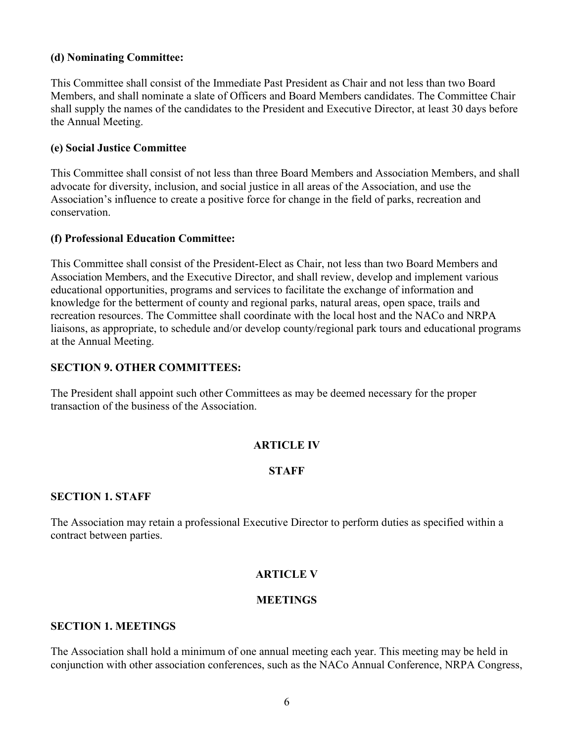**(d) Nominating Committee:**

This Committee shall consist of the Immediate Past President as Chair and not less than two Board Members, and shall nominate a slate of Officers and Board Members candidates. The Committee Chair shall supply the names of the candidates to the President and Executive Director, at least 30 days before the Annual Meeting.

**(e) Social Justice Committee**

This Committee shall consist of not less than three Board Members and Association Members, and shall advocate for diversity, inclusion, and social justice in all areas of the Association, and use the Association's influence to create a positive force for change in the field of parks, recreation and conservation.

**(f) Professional Education Committee:**

This Committee shall consist of the President-Elect as Chair, not less than two Board Members and Association Members, and the Executive Director, and shall review, develop and implement various educational opportunities, programs and services to facilitate the exchange of information and knowledge for the betterment of county and regional parks, natural areas, open space, trails and recreation resources. The Committee shall coordinate with the local host and the NACo and NRPA liaisons, as appropriate, to schedule and/or develop county/regional park tours and educational programs at the Annual Meeting.

**SECTION 9. OTHER COMMITTEES:**

The President shall appoint such other Committees as may be deemed necessary for the proper transaction of the business of the Association.

## ARTICLE IV

## STAFF

**SECTION 1. STAFF**

The Association may retain a professional Executive Director to perform duties as specified within a contract between parties.

## ARTICLE V

## MEETINGS

**SECTION 1. MEETINGS**

The Association shall hold a minimum of one annual meeting each year. This meeting may be held in conjunction with other association conferences, such as the NACo Annual Conference, NRPA Congress,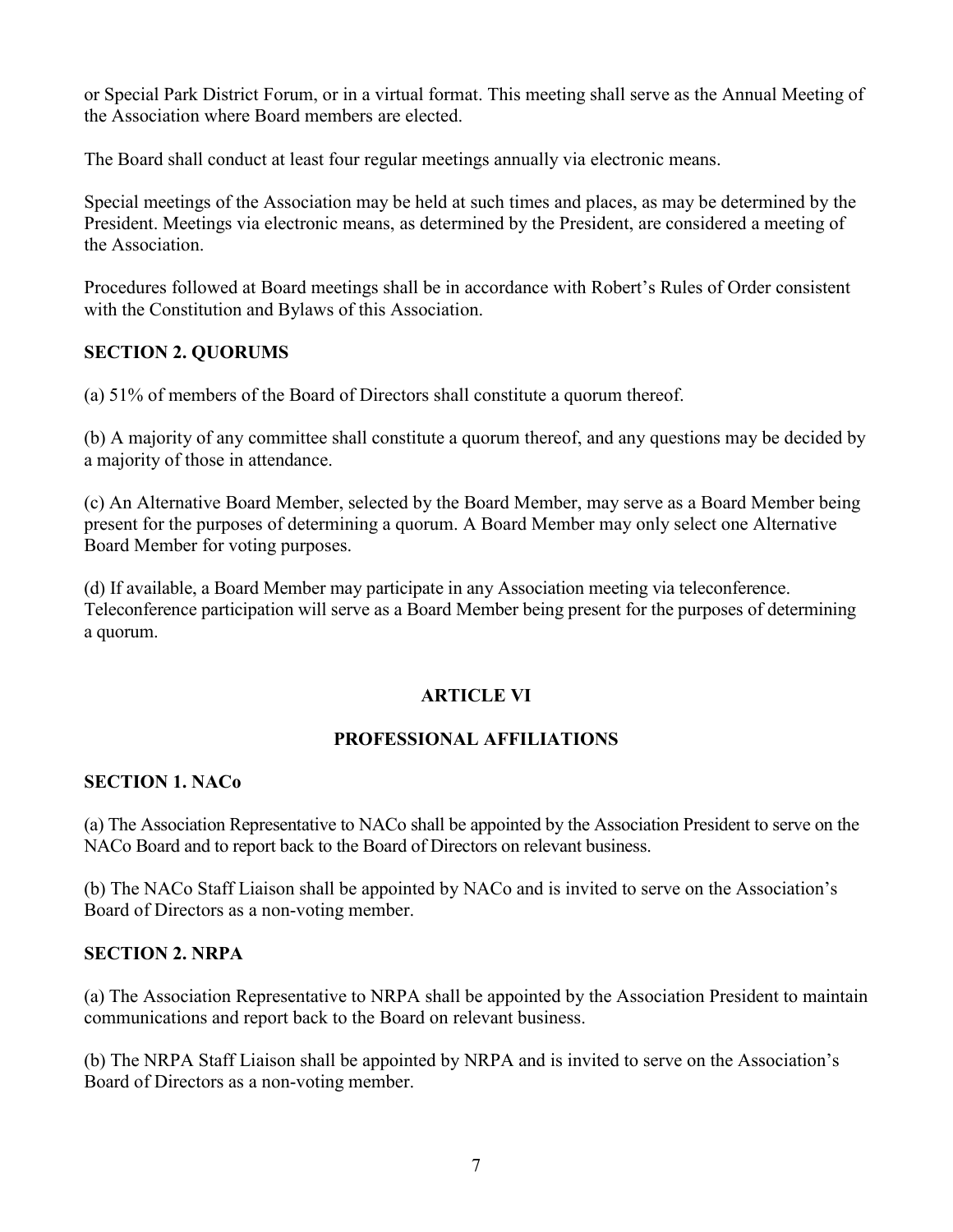or Special Park District Forum, or in a virtual format. This meeting shall serve as the Annual Meeting of the Association where Board members are elected.

The Board shall conduct at least four regular meetings annually via electronic means.

Special meetings of the Association may be held at such times and places, as may be determined by the President. Meetings via electronic means, as determined by the President, are considered a meeting of the Association.

Procedures followed at Board meetings shall be in accordance with Robert's Rules of Order consistent with the Constitution and Bylaws of this Association.

### SECTION 2. QUORUMS

(a) 51% of members of the Board of Directors shall constitute a quorum thereof.

(b) A majority of any committee shall constitute a quorum thereof, and any questions may be decided by a majority of those in attendance.

(c) An Alternative Board Member, selected by the Board Member, may serve as a Board Member being present for the purposes of determining a quorum. A Board Member may only select one Alternative Board Member for voting purposes.

(d) If available, a Board Member may participate in any Association meeting via teleconference. Teleconference participation will serve as a Board Member being present for the purposes of determining a quorum.

## ARTICLE VI

## PROFESSIONAL AFFILIATIONS

### SECTION 1. NACo

(a) The Association Representative to NACo shall be appointed by the Association President to serve on the NACo Board and to report back to the Board of Directors on relevant business.

(b) The NACo Staff Liaison shall be appointed by NACo and is invited to serve on the Association's Board of Directors as a non-voting member.

### SECTION 2. NRPA

(a) The Association Representative to NRPA shall be appointed by the Association President to maintain communications and report back to the Board on relevant business.

(b) The NRPA Staff Liaison shall be appointed by NRPA and is invited to serve on the Association's Board of Directors as a non-voting member.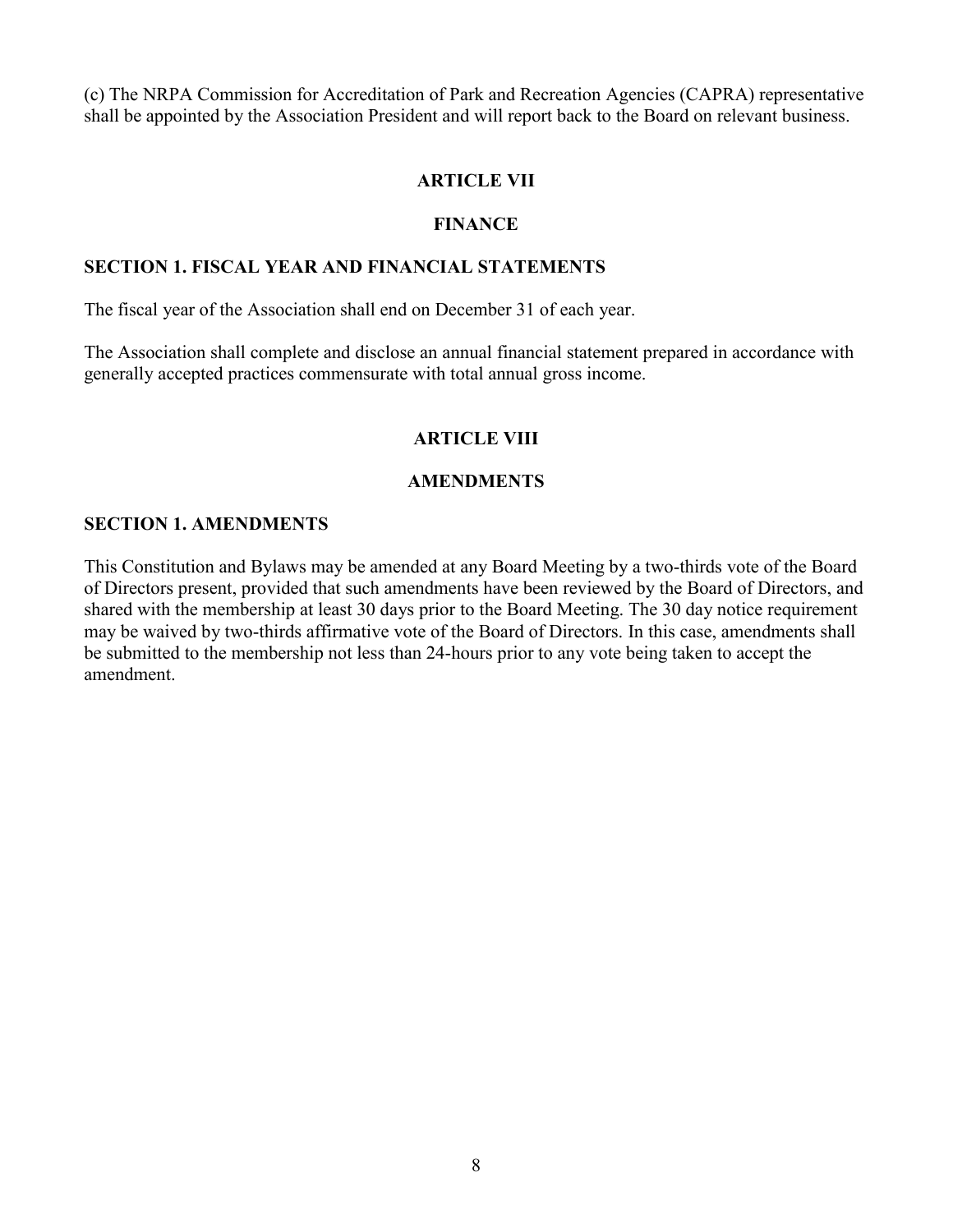(c) The NRPA Commission for Accreditation of Park and Recreation Agencies (CAPRA) representative shall be appointed by the Association President and will report back to the Board on relevant business.

## ARTICLE VII

## FINANCE

### SECTION 1. FISCAL YEAR AND FINANCIAL STATEMENTS

The fiscal year of the Association shall end on December 31 of each year.

The Association shall complete and disclose an annual financial statement prepared in accordance with generally accepted practices commensurate with total annual gross income.

## ARTICLE VIII

## AMENDMENTS

### SECTION 1. AMENDMENTS

This Constitution and Bylaws may be amended at any Board Meeting by a two-thirds vote of the Board of Directors present, provided that such amendments have been reviewed by the Board of Directors, and shared with the membership at least 30 days prior to the Board Meeting. The 30 day notice requirement may be waived by two-thirds affirmative vote of the Board of Directors. In this case, amendments shall be submitted to the membership not less than 24-hours prior to any vote being taken to accept the amendment.